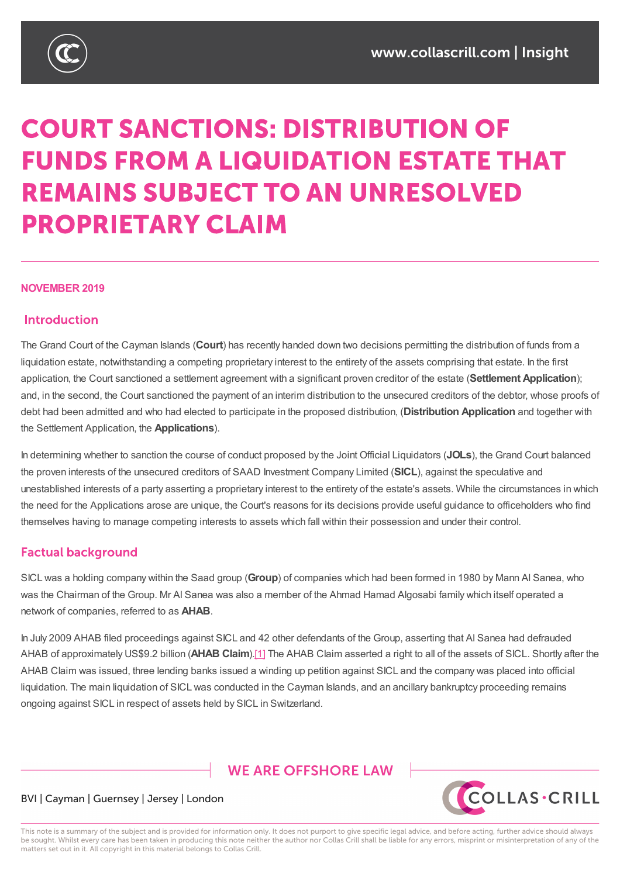# COURT SANCTIONS: DISTRIBUTION OF FUNDS FROM A LIQUIDATION ESTATE THAT REMAINS SUBJECT TO AN UNRESOLVED PROPRIETARY CLAIM

**NOVEMBER 2019**

## Introduction

The Grand Court of the Cayman Islands (**Court**) has recently handed down two decisions permitting the distribution of funds from a liquidation estate, notwithstanding a competing proprietary interest to the entirety of the assets comprising that estate. In the first application, the Court sanctioned a settlement agreement with a significant proven creditor of the estate (**Settlement Application**); and, in the second, the Court sanctioned the payment of an interim distribution to the unsecured creditors of the debtor, whose proofs of debt had been admitted and who had elected to participate in the proposed distribution, (**Distribution Application** and together with the Settlement Application, the **Applications**).

In determining whether to sanction the course of conduct proposed by the Joint Official Liquidators (**JOLs**), the Grand Court balanced the proven interests of the unsecured creditors of SAAD Investment Company Limited (**SICL**), against the speculative and unestablished interests of a party asserting a proprietary interest to the entirety of the estate's assets. While the circumstances in which the need for the Applications arose are unique, the Court's reasons for its decisions provide useful guidance to officeholders who find themselves having to manage competing interests to assets which fall within their possession and under their control.

## Factual background

SICL was a holding company within the Saad group (**Group**) of companies which had been formed in 1980 by Mann Al Sanea, who was the Chairman of the Group. Mr Al Sanea was also a member of the Ahmad Hamad Algosabi family which itself operated a network of companies, referred to as **AHAB**.

In July 2009 AHAB filed proceedings against SICL and 42 other defendants of the Group, asserting that Al Sanea had defrauded AHAB of approximately US$9.2 billion (**AHAB Claim**).[1] The AHAB Claim asserted a right to all of the assets of SICL. Shortly after the AHAB Claim was issued, three lending banks issued a winding up petition against SICL and the company was placed into official liquidation. The main liquidation of SICL was conducted in the Cayman Islands, and an ancillary bankruptcy proceeding remains ongoing against SICL in respect of assets held by SICL in Switzerland.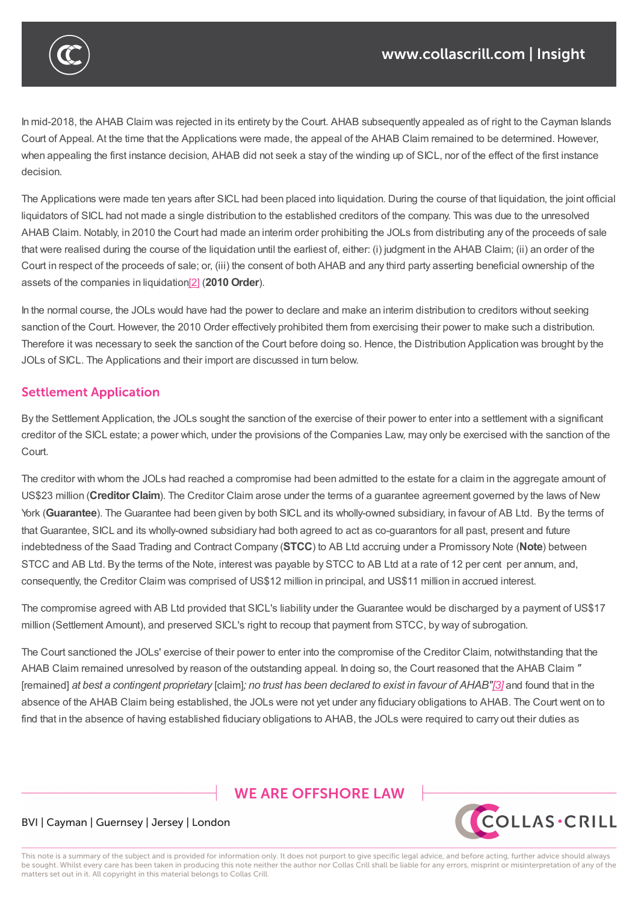In mid-2018, the AHAB Claim was rejected in its entirety by the Court. AHAB subsequently appealed as of right to the Cayman Islands Court of Appeal. At the time that the Applications were made, the appeal of the AHAB Claim remained to be determined. However, when appealing the first instance decision, AHAB did not seek a stay of the winding up of SICL, nor of the effect of the first instance decision.

The Applications were made ten years after SICL had been placed into liquidation. During the course of that liquidation, the joint official liquidators of SICL had not made a single distribution to the established creditors of the company. This was due to the unresolved AHAB Claim. Notably, in 2010 the Court had made an interim order prohibiting the JOLs from distributing any of the proceeds of sale that were realised during the course of the liquidation until the earliest of, either: (i) judgment in the AHAB Claim; (ii) an order of the Court in respect of the proceeds of sale; or, (iii) the consent of both AHAB and any third party asserting beneficial ownership of the assets of the companies in liquidation[2] (**2010 Order**).

In the normal course, the JOLs would have had the power to declare and make an interim distribution to creditors without seeking sanction of the Court. However, the 2010 Order effectively prohibited them from exercising their power to make such a distribution. Therefore it was necessary to seek the sanction of the Court before doing so. Hence, the Distribution Application was brought by the JOLs of SICL. The Applications and their import are discussed in turn below.

## Settlement Application

By the Settlement Application, the JOLs sought the sanction of the exercise of their power to enter into a settlement with a significant creditor of the SICL estate; a power which, under the provisions of the Companies Law, may only be exercised with the sanction of the Court.

The creditor with whom the JOLs had reached a compromise had been admitted to the estate for a claim in the aggregate amount of US$23 million (**Creditor Claim**). The Creditor Claim arose under the terms of a guarantee agreement governed by the laws of New York (**Guarantee**). The Guarantee had been given by both SICL and its wholly-owned subsidiary, in favour of AB Ltd. By the terms of that Guarantee, SICL and its wholly-owned subsidiary had both agreed to act as co-guarantors for all past, present and future indebtedness of the Saad Trading and Contract Company (**STCC**) to AB Ltd accruing under a Promissory Note (**Note**) between STCC and AB Ltd. By the terms of the Note, interest was payable by STCC to AB Ltd at a rate of 12 per cent per annum, and, consequently, the Creditor Claim was comprised of US$12 million in principal, and US$11 million in accrued interest.

The compromise agreed with AB Ltd provided that SICL's liability under the Guarantee would be discharged by a payment of US$17 million (Settlement Amount), and preserved SICL's right to recoup that payment from STCC, by way of subrogation.

The Court sanctioned the JOLs' exercise of their power to enter into the compromise of the Creditor Claim, notwithstanding that the AHAB Claim remained unresolved by reason of the outstanding appeal. In doing so, the Court reasoned that the AHAB Claim "[remained] *at best a contingent proprietary* [claim]*; no trust has been declared to exist in favour of AHAB"*[3] and found that in the absence of the AHAB Claim being established, the JOLs were not yet under any fiduciary obligations to AHAB. The Court went on to find that in the absence of having established fiduciary obligations to AHAB, the JOLs were required to carry out their duties as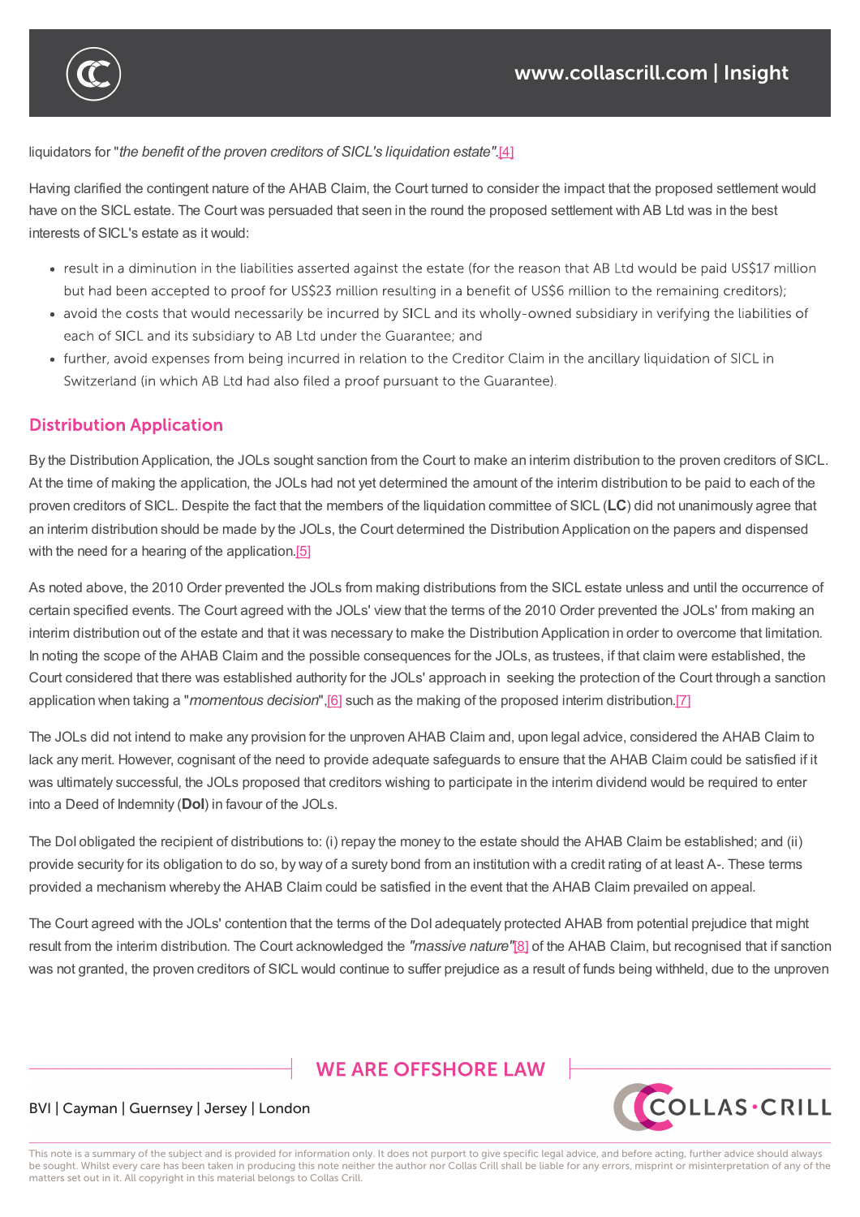liquidators for "*the benefit of the proven creditors of SICL's liquidation estate*".[4]

Having clarified the contingent nature of the AHAB Claim, the Court turned to consider the impact that the proposed settlement would have on the SICL estate. The Court was persuaded that seen in the round the proposed settlement with AB Ltd was in the best interests of SICL's estate as it would:

- result in a diminution in the liabilities asserted against the estate (for the reason that AB Ltd would be paid US$17 million but had been accepted to proof for US$23 million resulting in a benefit of US$6 million to the remaining creditors);
- avoid the costs that would necessarily be incurred by SICL and its wholly-owned subsidiary in verifying the liabilities of each of SICL and its subsidiary to AB Ltd under the Guarantee; and
- further, avoid expenses from being incurred in relation to the Creditor Claim in the ancillary liquidation of SICL in Switzerland (in which AB Ltd had also filed a proof pursuant to the Guarantee).

## Distribution Application

By the Distribution Application, the JOLs sought sanction from the Court to make an interim distribution to the proven creditors of SICL. At the time of making the application, the JOLs had not yet determined the amount of the interim distribution to be paid to each of the proven creditors of SICL. Despite the fact that the members of the liquidation committee of SICL (**LC**) did not unanimously agree that an interim distribution should be made by the JOLs, the Court determined the Distribution Application on the papers and dispensed with the need for a hearing of the application.[5]

As noted above, the 2010 Order prevented the JOLs from making distributions from the SICL estate unless and until the occurrence of certain specified events. The Court agreed with the JOLs' view that the terms of the 2010 Order prevented the JOLs' from making an interim distribution out of the estate and that it was necessary to make the Distribution Application in order to overcome that limitation. In noting the scope of the AHAB Claim and the possible consequences for the JOLs, as trustees, if that claim were established, the Court considered that there was established authority for the JOLs' approach in seeking the protection of the Court through a sanction application when taking a "*momentous decision*",[6] such as the making of the proposed interim distribution.[7]

The JOLs did not intend to make any provision for the unproven AHAB Claim and, upon legal advice, considered the AHAB Claim to lack any merit. However, cognisant of the need to provide adequate safeguards to ensure that the AHAB Claim could be satisfied if it was ultimately successful, the JOLs proposed that creditors wishing to participate in the interim dividend would be required to enter into a Deed of Indemnity (**DoI**) in favour of the JOLs.

The DoI obligated the recipient of distributions to: (i) repay the money to the estate should the AHAB Claim be established; and (ii) provide security for its obligation to do so, by way of a surety bond from an institution with a credit rating of at least A-. These terms provided a mechanism whereby the AHAB Claim could be satisfied in the event that the AHAB Claim prevailed on appeal.

The Court agreed with the JOLs' contention that the terms of the DoI adequately protected AHAB from potential prejudice that might result from the interim distribution. The Court acknowledged the *"massive nature"*[8] of the AHAB Claim, but recognised that if sanction was not granted, the proven creditors of SICL would continue to suffer prejudice as a result of funds being withheld, due to the unproven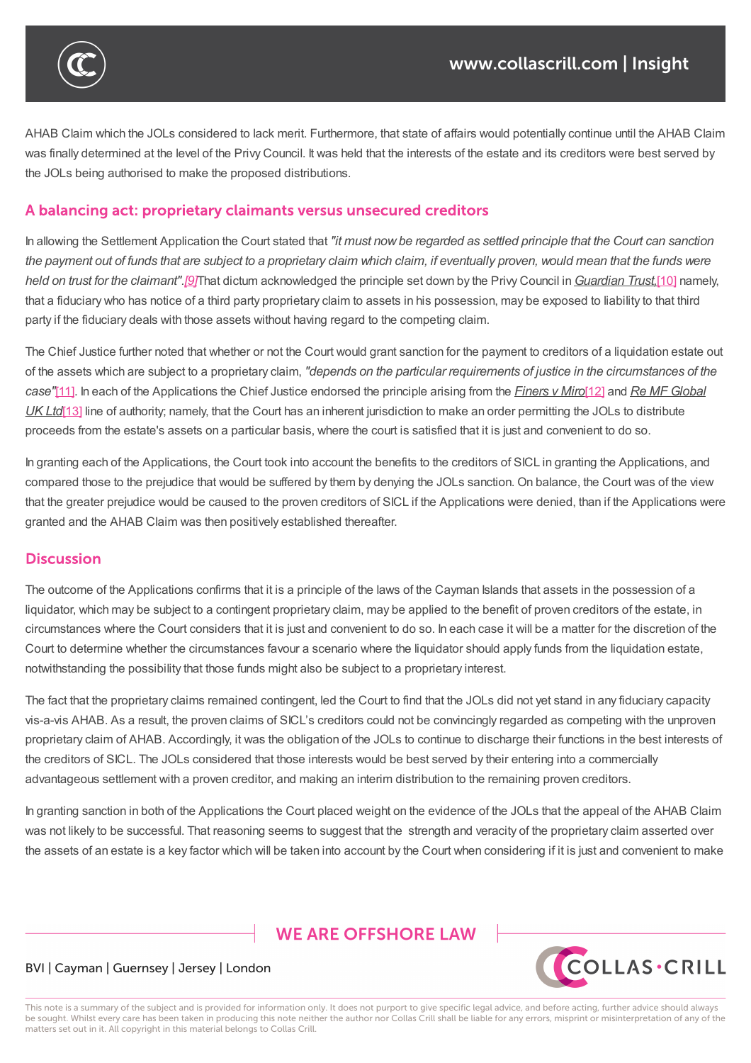AHAB Claim which the JOLs considered to lack merit. Furthermore, that state of affairs would potentially continue until the AHAB Claim was finally determined at the level of the Privy Council. It was held that the interests of the estate and its creditors were best served by the JOLs being authorised to make the proposed distributions.

## A balancing act: proprietary claimants versus unsecured creditors

In allowing the Settlement Application the Court stated that *"it must now be regarded as settled principle that the Court can sanction the payment out of funds that are subject to a proprietary claim which claim, if eventually proven, would mean that the funds were held on trust for the claimant"*.[9] That dictum acknowledged the principle set down by the Privy Council in *Guardian Trust*,[10] namely, that a fiduciary who has notice of a third party proprietary claim to assets in his possession, may be exposed to liability to that third party if the fiduciary deals with those assets without having regard to the competing claim.

The Chief Justice further noted that whether or not the Court would grant sanction for the payment to creditors of a liquidation estate out of the assets which are subject to a proprietary claim, *"depends on the particular requirements of justice in the circumstances of the case"*[11]. In each of the Applications the Chief Justice endorsed the principle arising from the *Finers v Miro*[12] and *Re MF Global UK Ltd*[13] line of authority; namely, that the Court has an inherent jurisdiction to make an order permitting the JOLs to distribute proceeds from the estate's assets on a particular basis, where the court is satisfied that it is just and convenient to do so.

In granting each of the Applications, the Court took into account the benefits to the creditors of SICL in granting the Applications, and compared those to the prejudice that would be suffered by them by denying the JOLs sanction. On balance, the Court was of the view that the greater prejudice would be caused to the proven creditors of SICL if the Applications were denied, than if the Applications were granted and the AHAB Claim was then positively established thereafter.

## Discussion

The outcome of the Applications confirms that it is a principle of the laws of the Cayman Islands that assets in the possession of a liquidator, which may be subject to a contingent proprietary claim, may be applied to the benefit of proven creditors of the estate, in circumstances where the Court considers that it is just and convenient to do so. In each case it will be a matter for the discretion of the Court to determine whether the circumstances favour a scenario where the liquidator should apply funds from the liquidation estate, notwithstanding the possibility that those funds might also be subject to a proprietary interest.

The fact that the proprietary claims remained contingent, led the Court to find that the JOLs did not yet stand in any fiduciary capacity vis-a-vis AHAB. As a result, the proven claims of SICL's creditors could not be convincingly regarded as competing with the unproven proprietary claim of AHAB. Accordingly, it was the obligation of the JOLs to continue to discharge their functions in the best interests of the creditors of SICL. The JOLs considered that those interests would be best served by their entering into a commercially advantageous settlement with a proven creditor, and making an interim distribution to the remaining proven creditors.

In granting sanction in both of the Applications the Court placed weight on the evidence of the JOLs that the appeal of the AHAB Claim was not likely to be successful. That reasoning seems to suggest that the strength and veracity of the proprietary claim asserted over the assets of an estate is a key factor which will be taken into account by the Court when considering if it is just and convenient to make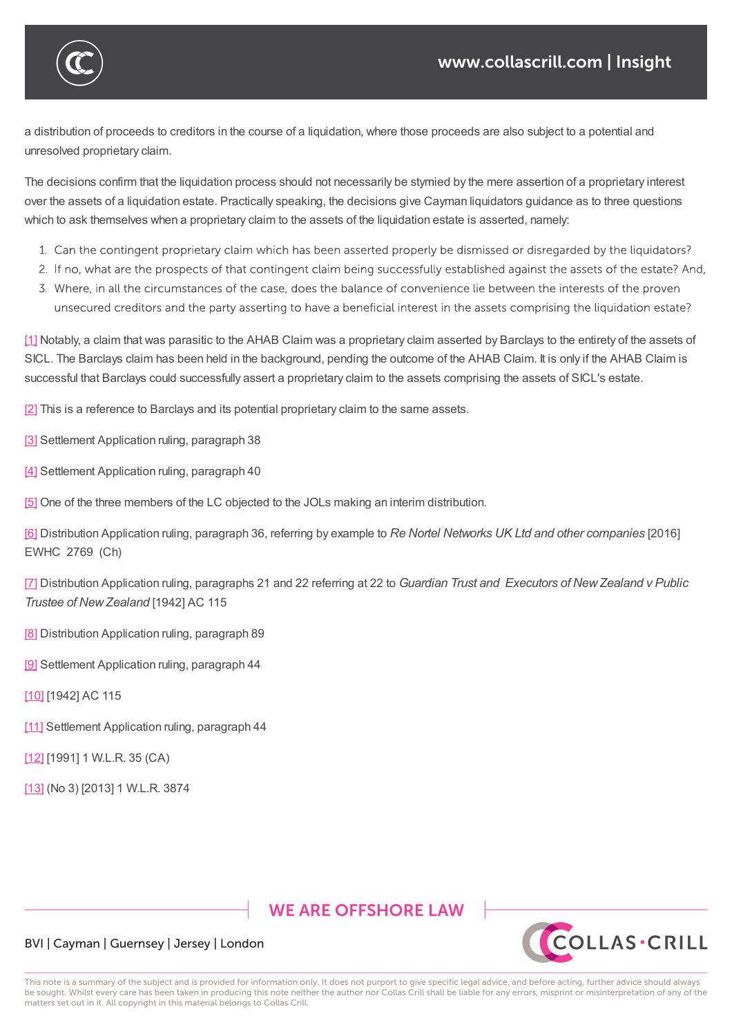a distribution of proceeds to creditors in the course of a liquidation, where those proceeds are also subject to a potential and unresolved proprietary claim.

The decisions confirm that the liquidation process should not necessarily be stymied by the mere assertion of a proprietary interest over the assets of a liquidation estate. Practically speaking, the decisions give Cayman liquidators guidance as to three questions which to ask themselves when a proprietary claim to the assets of the liquidation estate is asserted, namely:

1. Can the contingent proprietary claim which has been asserted properly be dismissed or disregarded by the liquidators?
2. If no, what are the prospects of that contingent claim being successfully established against the assets of the estate? And,
3. Where, in all the circumstances of the case, does the balance of convenience lie between the interests of the proven unsecured creditors and the party asserting to have a beneficial interest in the assets comprising the liquidation estate?

[1] Notably, a claim that was parasitic to the AHAB Claim was a proprietary claim asserted by Barclays to the entirety of the assets of SICL. The Barclays claim has been held in the background, pending the outcome of the AHAB Claim. It is only if the AHAB Claim is successful that Barclays could successfully assert a proprietary claim to the assets comprising the assets of SICL's estate.

[2] This is a reference to Barclays and its potential proprietary claim to the same assets.

[3] Settlement Application ruling, paragraph 38

[4] Settlement Application ruling, paragraph 40

[5] One of the three members of the LC objected to the JOLs making an interim distribution.

[6] Distribution Application ruling, paragraph 36, referring by example to *Re Nortel Networks UK Ltd and other companies* [2016] EWHC 2769 (Ch)

[7] Distribution Application ruling, paragraphs 21 and 22 referring at 22 to *Guardian Trust and Executors of New Zealand v Public Trustee of New Zealand* [1942] AC 115

[8] Distribution Application ruling, paragraph 89

[9] Settlement Application ruling, paragraph 44

[10] [1942] AC 115

[11] Settlement Application ruling, paragraph 44

[12] [1991] 1 W.L.R. 35 (CA)

[13] (No 3) [2013] 1 W.L.R. 3874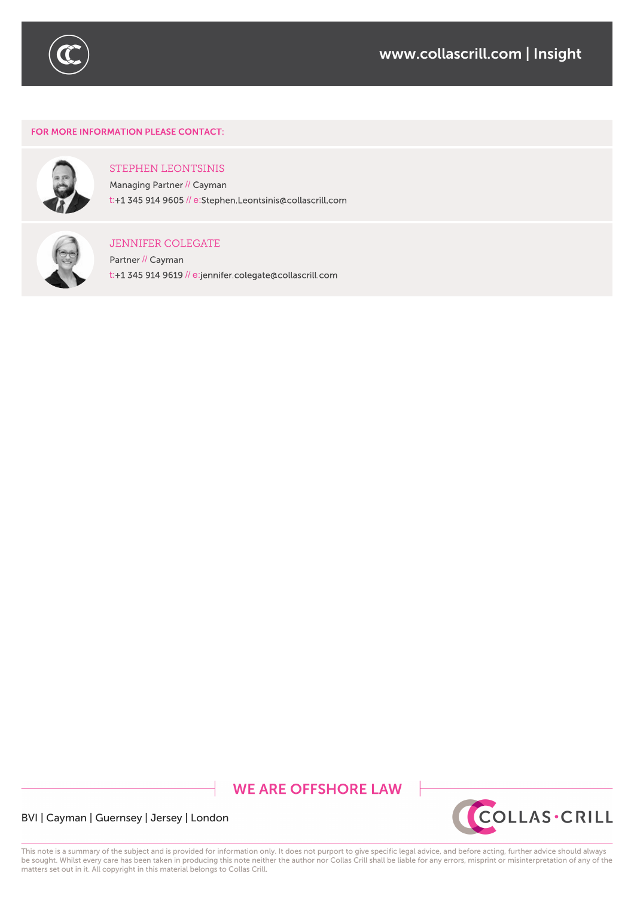FOR MORE INFORMATION PLEASE CONTACT:

STEPHEN LEONTSINIS
Managing Partner // Cayman
t:+1 345 914 9605 // e:Stephen.Leontsinis@collascrill.com

JENNIFER COLEGATE
Partner // Cayman
t:+1 345 914 9619 // e:jennifer.colegate@collascrill.com

WE ARE OFFSHORE LAW

BVI | Cayman | Guernsey | Jersey | London

COLLAS·CRILL

This note is a summary of the subject and is provided for information only. It does not purport to give specific legal advice, and before acting, further advice should always be sought. Whilst every care has been taken in producing this note neither the author nor Collas Crill shall be liable for any errors, misprint or misinterpretation of any of the matters set out in it. All copyright in this material belongs to Collas Crill.